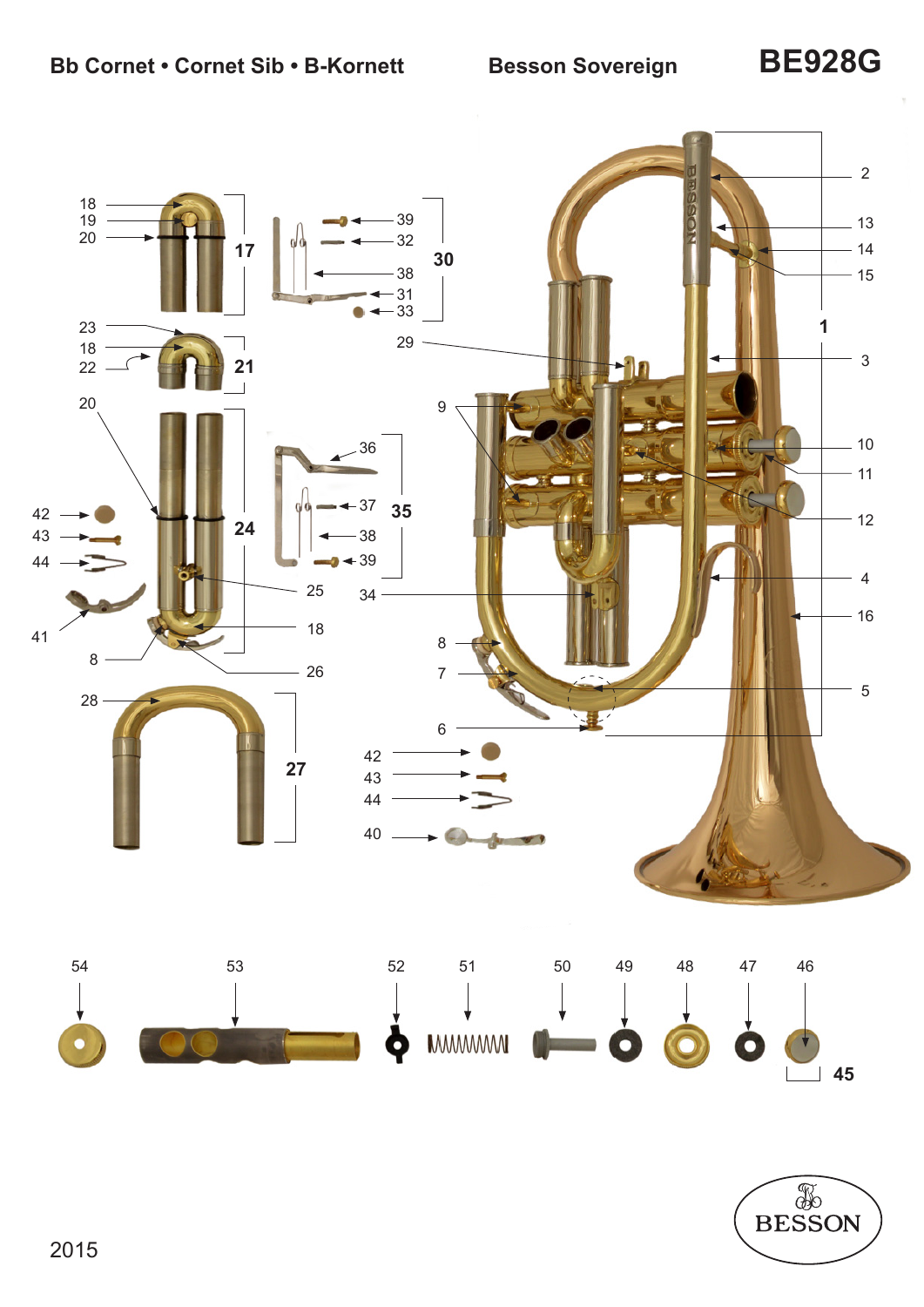Bb Cornet • Cornet Sib • B-Kornett

Besson Sovereign

# BE928G

2015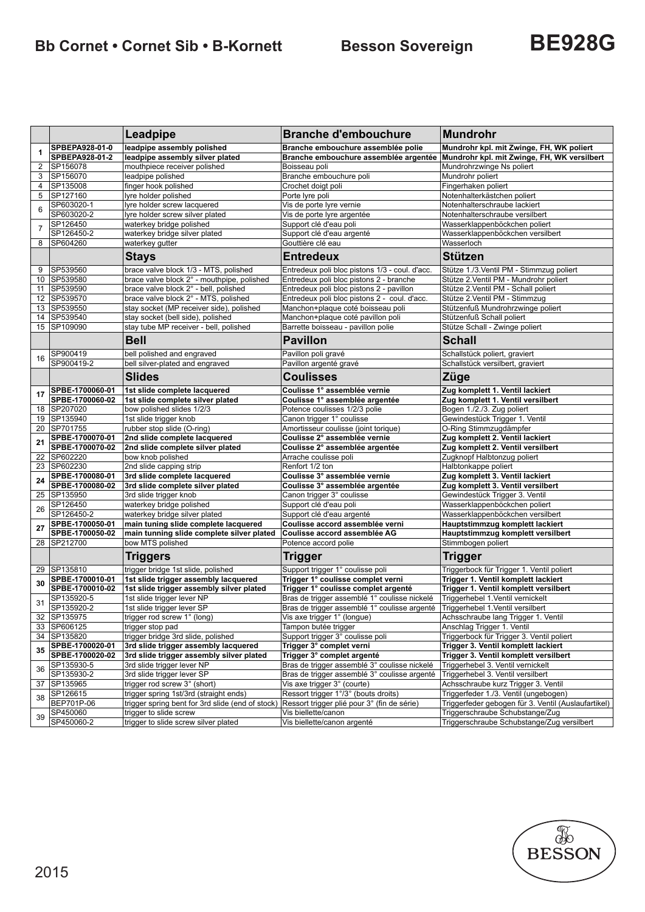# Bb Cornet • Cornet Sib • B-Kornett

## Besson Sovereign BE928G

| | | Leadpipe | Branche d'embouchure | Mundrohr |
|---|---|---|---|---|
| 1 | **SPBEPA928-01-0** | **leadpipe assembly polished** | **Branche embouchure assemblée polie** | **Mundrohr kpl. mit Zwinge, FH, WK poliert** |
| | **SPBEPA928-01-2** | **leadpipe assembly silver plated** | **Branche embouchure assemblée argentée** | **Mundrohr kpl. mit Zwinge, FH, WK versilbert** |
| 2 | SP156078 | mouthpiece receiver polished | Boisseau poli | Mundrohrzwinge Ns poliert |
| 3 | SP156070 | leadpipe polished | Branche embouchure poli | Mundrohr poliert |
| 4 | SP135008 | finger hook polished | Crochet doigt poli | Fingerhaken poliert |
| 5 | SP127160 | lyre holder polished | Porte lyre poli | Notenhalterkästchen poliert |
| 6 | SP603020-1 | lyre holder screw lacquered | Vis de porte lyre vernie | Notenhalterschraube lackiert |
| | SP603020-2 | lyre holder screw silver plated | Vis de porte lyre argentée | Notenhalterschraube versilbert |
| 7 | SP126450 | waterkey bridge polished | Support clé d'eau poli | Wasserklappenböckchen poliert |
| | SP126450-2 | waterkey bridge silver plated | Support clé d'eau argenté | Wasserklappenböckchen versilbert |
| 8 | SP604260 | waterkey gutter | Gouttière clé eau | Wasserloch |
| | | **Stays** | **Entredeux** | **Stützen** |
| 9 | SP539560 | brace valve block 1/3 - MTS, polished | Entredeux poli bloc pistons 1/3 - coul. d'acc. | Stütze 1./3.Ventil PM - Stimmzug poliert |
| 10 | SP539580 | brace valve block 2° - mouthpipe, polished | Entredeux poli bloc pistons 2 - branche | Stütze 2.Ventil PM - Mundrohr poliert |
| 11 | SP539590 | brace valve block 2° - bell, polished | Entredeux poli bloc pistons 2 - pavillon | Stütze 2.Ventil PM - Schall poliert |
| 12 | SP539570 | brace valve block 2° - MTS, polished | Entredeux poli bloc pistons 2 - coul. d'acc. | Stütze 2.Ventil PM - Stimmzug |
| 13 | SP539550 | stay socket (MP receiver side), polished | Manchon+plaque coté boisseau poli | Stützenfuß Mundrohrzwinge poliert |
| 14 | SP539540 | stay socket (bell side), polished | Manchon+plaque coté pavillon poli | Stützenfuß Schall poliert |
| 15 | SP109090 | stay tube MP receiver - bell, polished | Barrette boisseau - pavillon polie | Stütze Schall - Zwinge poliert |
| | | **Bell** | **Pavillon** | **Schall** |
| 16 | SP900419 | bell polished and engraved | Pavillon poli gravé | Schallstück poliert, graviert |
| | SP900419-2 | bell silver-plated and engraved | Pavillon argenté gravé | Schallstück versilbert, graviert |
| | | **Slides** | **Coulisses** | **Züge** |
| 17 | **SPBE-1700060-01** | **1st slide complete lacquered** | **Coulisse 1° assemblée vernie** | **Zug komplett 1. Ventil lackiert** |
| | **SPBE-1700060-02** | **1st slide complete silver plated** | **Coulisse 1° assemblée argentée** | **Zug komplett 1. Ventil versilbert** |
| 18 | SP207020 | bow polished slides 1/2/3 | Potence coulisses 1/2/3 polie | Bogen 1./2./3. Zug poliert |
| 19 | SP135940 | 1st slide trigger knob | Canon trigger 1° coulisse | Gewindestück Trigger 1. Ventil |
| 20 | SP701755 | rubber stop slide (O-ring) | Amortisseur coulisse (joint torique) | O-Ring Stimmzugdämpfer |
| 21 | **SPBE-1700070-01** | **2nd slide complete lacquered** | **Coulisse 2° assemblée vernie** | **Zug komplett 2. Ventil lackiert** |
| | **SPBE-1700070-02** | **2nd slide complete silver plated** | **Coulisse 2° assemblée argentée** | **Zug komplett 2. Ventil versilbert** |
| 22 | SP602220 | bow knob polished | Arrache coulisse poli | Zugknopf Halbtonzug poliert |
| 23 | SP602230 | 2nd slide capping strip | Renfort 1/2 ton | Halbtonkappe poliert |
| 24 | **SPBE-1700080-01** | **3rd slide complete lacquered** | **Coulisse 3° assemblée vernie** | **Zug komplett 3. Ventil lackiert** |
| | **SPBE-1700080-02** | **3rd slide complete silver plated** | **Coulisse 3° assemblée argentée** | **Zug komplett 3. Ventil versilbert** |
| 25 | SP135950 | 3rd slide trigger knob | Canon trigger 3° coulisse | Gewindestück Trigger 3. Ventil |
| 26 | SP126450 | waterkey bridge polished | Support clé d'eau poli | Wasserklappenböckchen poliert |
| | SP126450-2 | waterkey bridge silver plated | Support clé d'eau argenté | Wasserklappenböckchen versilbert |
| 27 | **SPBE-1700050-01** | **main tuning slide complete lacquered** | **Coulisse accord assemblée verni** | **Hauptstimmzug komplett lackiert** |
| | **SPBE-1700050-02** | **main tunning slide complete silver plated** | **Coulisse accord assemblée AG** | **Hauptstimmzug komplett versilbert** |
| 28 | SP212700 | bow MTS polished | Potence accord polie | Stimmbogen poliert |
| | | **Triggers** | **Trigger** | **Trigger** |
| 29 | SP135810 | trigger bridge 1st slide, polished | Support trigger 1° coulisse poli | Triggerbock für Trigger 1. Ventil poliert |
| 30 | **SPBE-1700010-01** | **1st slide trigger assembly lacquered** | **Trigger 1° coulisse complet verni** | **Trigger 1. Ventil komplett lackiert** |
| | **SPBE-1700010-02** | **1st slide trigger assembly silver plated** | **Trigger 1° coulisse complet argenté** | **Trigger 1. Ventil komplett versilbert** |
| 31 | SP135920-5 | 1st slide trigger lever NP | Bras de trigger assemblé 1° coulisse nickelé | Triggerhebel 1.Ventil vernickelt |
| | SP135920-2 | 1st slide trigger lever SP | Bras de trigger assemblé 1° coulisse argenté | Triggerhebel 1.Ventil versilbert |
| 32 | SP135975 | trigger rod screw 1° (long) | Vis axe trigger 1° (longue) | Achsschraube lang Trigger 1. Ventil |
| 33 | SP606125 | trigger stop pad | Tampon butée trigger | Anschlag Trigger 1. Ventil |
| 34 | SP135820 | trigger bridge 3rd slide, polished | Support trigger 3° coulisse poli | Triggerbock für Trigger 3. Ventil poliert |
| 35 | **SPBE-1700020-01** | **3rd slide trigger assembly lacquered** | **Trigger 3° complet verni** | **Trigger 3. Ventil komplett lackiert** |
| | **SPBE-1700020-02** | **3rd slide trigger assembly silver plated** | **Trigger 3° complet argenté** | **Trigger 3. Ventil komplett versilbert** |
| 36 | SP135930-5 | 3rd slide trigger lever NP | Bras de trigger assemblé 3° coulisse nickelé | Triggerhebel 3. Ventil vernickelt |
| | SP135930-2 | 3rd slide trigger lever SP | Bras de trigger assemblé 3° coulisse argenté | Triggerhebel 3. Ventil versilbert |
| 37 | SP135965 | trigger rod screw 3° (short) | Vis axe trigger 3° (courte) | Achsschraube kurz Trigger 3. Ventil |
| 38 | SP126615 | trigger spring 1st/3rd (straight ends) | Ressort trigger 1°/3° (bouts droits) | Triggerfeder 1./3. Ventil (ungebogen) |
| | BEP701P-06 | trigger spring bent for 3rd slide (end of stock) | Ressort trigger plié pour 3° (fin de série) | Triggerfeder gebogen für 3. Ventil (Auslaufartikel) |
| 39 | SP450060 | trigger to slide screw | Vis biellette/canon | Triggerschraube Schubstange/Zug |
| | SP450060-2 | trigger to slide screw silver plated | Vis biellette/canon argenté | Triggerschraube Schubstange/Zug versilbert |

2015

BESSON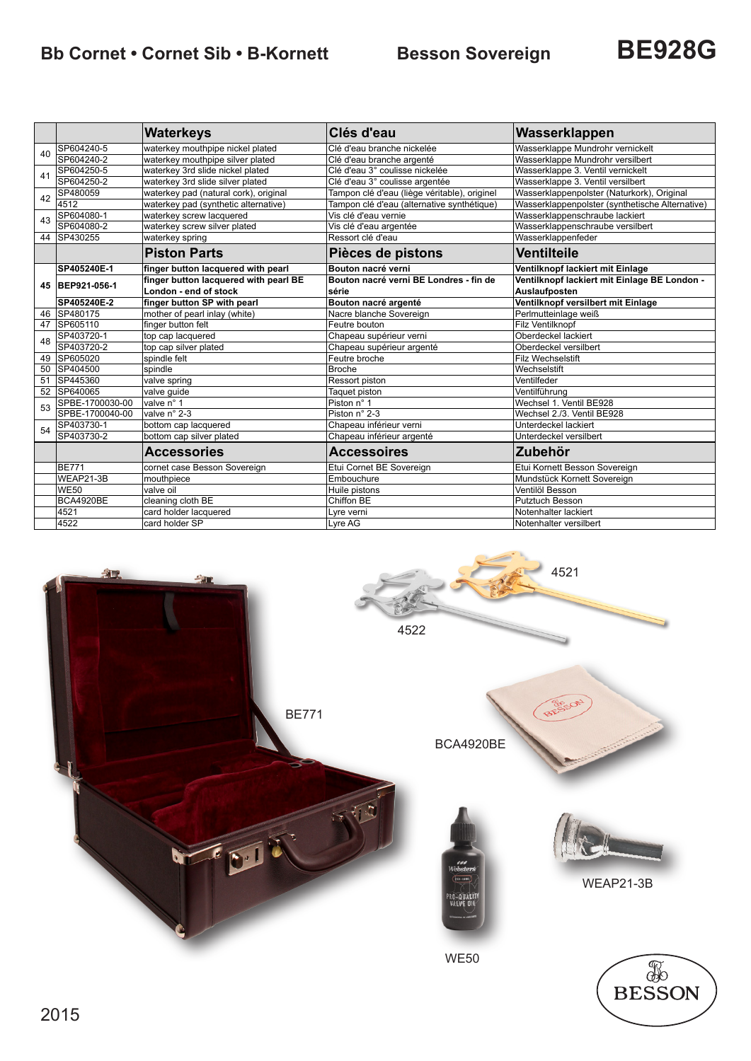## Bb Cornet • Cornet Sib • B-Kornett

## Besson Sovereign

# BE928G

| | | Waterkeys | Clés d'eau | Wasserklappen |
|---|---|---|---|---|
| 40 | SP604240-5 | waterkey mouthpipe nickel plated | Clé d'eau branche nickelée | Wasserklappe Mundrohr vernickelt |
| | SP604240-2 | waterkey mouthpipe silver plated | Clé d'eau branche argenté | Wasserklappe Mundrohr versilbert |
| 41 | SP604250-5 | waterkey 3rd slide nickel plated | Clé d'eau 3° coulisse nickelée | Wasserklappe 3. Ventil vernickelt |
| | SP604250-2 | waterkey 3rd slide silver plated | Clé d'eau 3° coulisse argentée | Wasserklappe 3. Ventil versilbert |
| 42 | SP480059 | waterkey pad (natural cork), original | Tampon clé d'eau (liège véritable), originel | Wasserklappenpolster (Naturkork), Original |
| | 4512 | waterkey pad (synthetic alternative) | Tampon clé d'eau (alternative synthétique) | Wasserklappenpolster (synthetische Alternative) |
| 43 | SP604080-1 | waterkey screw lacquered | Vis clé d'eau vernie | Wasserklappenschraube lackiert |
| | SP604080-2 | waterkey screw silver plated | Vis clé d'eau argentée | Wasserklappenschraube versilbert |
| 44 | SP430255 | waterkey spring | Ressort clé d'eau | Wasserklappenfeder |
| | | **Piston Parts** | **Pièces de pistons** | **Ventilteile** |
| 45 | **SP405240E-1** | **finger button lacquered with pearl** | **Bouton nacré verni** | **Ventilknopf lackiert mit Einlage** |
| | **BEP921-056-1** | **finger button lacquered with pearl BE London - end of stock** | **Bouton nacré verni BE Londres - fin de série** | **Ventilknopf lackiert mit Einlage BE London - Auslaufposten** |
| | **SP405240E-2** | **finger button SP with pearl** | **Bouton nacré argenté** | **Ventilknopf versilbert mit Einlage** |
| 46 | SP480175 | mother of pearl inlay (white) | Nacre blanche Sovereign | Perlmutteinlage weiß |
| 47 | SP605110 | finger button felt | Feutre bouton | Filz Ventilknopf |
| 48 | SP403720-1 | top cap lacquered | Chapeau supérieur verni | Oberdeckel lackiert |
| | SP403720-2 | top cap silver plated | Chapeau supérieur argenté | Oberdeckel versilbert |
| 49 | SP605020 | spindle felt | Feutre broche | Filz Wechselstift |
| 50 | SP404500 | spindle | Broche | Wechselstift |
| 51 | SP445360 | valve spring | Ressort piston | Ventilfeder |
| 52 | SP640065 | valve guide | Taquet piston | Ventilführung |
| 53 | SPBE-1700030-00 | valve n° 1 | Piston n° 1 | Wechsel 1. Ventil BE928 |
| | SPBE-1700040-00 | valve n° 2-3 | Piston n° 2-3 | Wechsel 2./3. Ventil BE928 |
| 54 | SP403730-1 | bottom cap lacquered | Chapeau inférieur verni | Unterdeckel lackiert |
| | SP403730-2 | bottom cap silver plated | Chapeau inférieur argenté | Unterdeckel versilbert |
| | | **Accessories** | **Accessoires** | **Zubehör** |
| | BE771 | cornet case Besson Sovereign | Etui Cornet BE Sovereign | Etui Kornett Besson Sovereign |
| | WEAP21-3B | mouthpiece | Embouchure | Mundstück Kornett Sovereign |
| | WE50 | valve oil | Huile pistons | Ventilöl Besson |
| | BCA4920BE | cleaning cloth BE | Chiffon BE | Putztuch Besson |
| | 4521 | card holder lacquered | Lyre verni | Notenhalter lackiert |
| | 4522 | card holder SP | Lyre AG | Notenhalter versilbert |

4521

4522

BE771

BCA4920BE

WEAP21-3B

WE50

2015